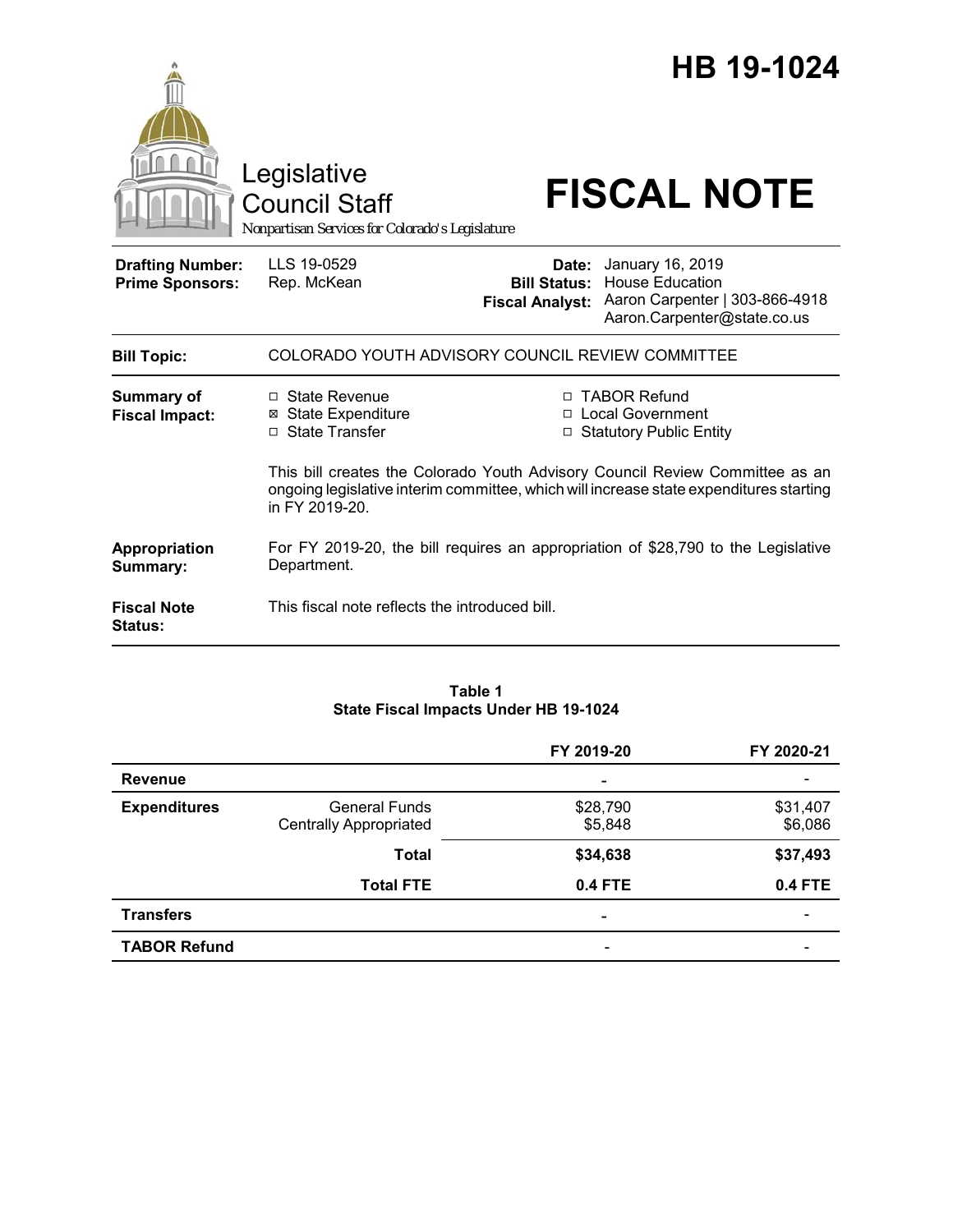# HB 19-1024

Legislative Council Staff

*Nonpartisan Services for Colorado's Legislature*

# FISCAL NOTE

| | | | |
|---|---|---|---|
| **Drafting Number:** | LLS 19-0529 | **Date:** | January 16, 2019 |
| **Prime Sponsors:** | Rep. McKean | **Bill Status:** | House Education |
| | | **Fiscal Analyst:** | Aaron Carpenter \| 303-866-4918<br>Aaron.Carpenter@state.co.us |

**Bill Topic:** COLORADO YOUTH ADVISORY COUNCIL REVIEW COMMITTEE

**Summary of Fiscal Impact:**

- ☐ State Revenue
- ☒ State Expenditure
- ☐ State Transfer
- ☐ TABOR Refund
- ☐ Local Government
- ☐ Statutory Public Entity

This bill creates the Colorado Youth Advisory Council Review Committee as an ongoing legislative interim committee, which will increase state expenditures starting in FY 2019-20.

**Appropriation Summary:** For FY 2019-20, the bill requires an appropriation of $28,790 to the Legislative Department.

**Fiscal Note Status:** This fiscal note reflects the introduced bill.

**Table 1**
**State Fiscal Impacts Under HB 19-1024**

| | | FY 2019-20 | FY 2020-21 |
|---|---|---|---|
| **Revenue** | | - | - |
| **Expenditures** | General Funds | $28,790 | $31,407 |
| | Centrally Appropriated | $5,848 | $6,086 |
| | **Total** | **$34,638** | **$37,493** |
| | **Total FTE** | **0.4 FTE** | **0.4 FTE** |
| **Transfers** | | - | - |
| **TABOR Refund** | | - | - |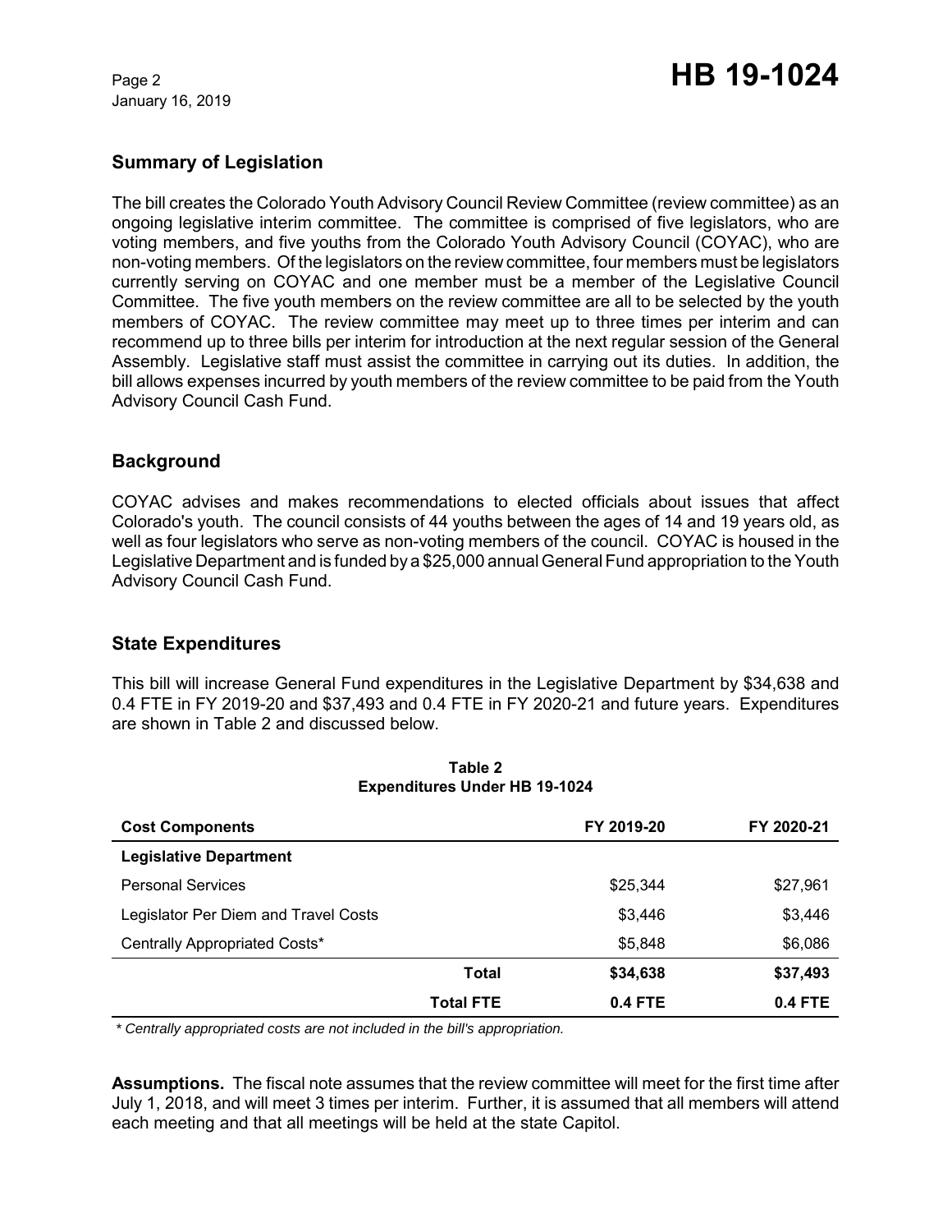## Summary of Legislation

The bill creates the Colorado Youth Advisory Council Review Committee (review committee) as an ongoing legislative interim committee. The committee is comprised of five legislators, who are voting members, and five youths from the Colorado Youth Advisory Council (COYAC), who are non-voting members. Of the legislators on the review committee, four members must be legislators currently serving on COYAC and one member must be a member of the Legislative Council Committee. The five youth members on the review committee are all to be selected by the youth members of COYAC. The review committee may meet up to three times per interim and can recommend up to three bills per interim for introduction at the next regular session of the General Assembly. Legislative staff must assist the committee in carrying out its duties. In addition, the bill allows expenses incurred by youth members of the review committee to be paid from the Youth Advisory Council Cash Fund.

## Background

COYAC advises and makes recommendations to elected officials about issues that affect Colorado's youth. The council consists of 44 youths between the ages of 14 and 19 years old, as well as four legislators who serve as non-voting members of the council. COYAC is housed in the Legislative Department and is funded by a $25,000 annual General Fund appropriation to the Youth Advisory Council Cash Fund.

## State Expenditures

This bill will increase General Fund expenditures in the Legislative Department by $34,638 and 0.4 FTE in FY 2019-20 and $37,493 and 0.4 FTE in FY 2020-21 and future years. Expenditures are shown in Table 2 and discussed below.

**Table 2**
**Expenditures Under HB 19-1024**

| Cost Components | | FY 2019-20 | FY 2020-21 |
|---|---|---|---|
| **Legislative Department** | | | |
| Personal Services | | $25,344 | $27,961 |
| Legislator Per Diem and Travel Costs | | $3,446 | $3,446 |
| Centrally Appropriated Costs* | | $5,848 | $6,086 |
| | **Total** | **$34,638** | **$37,493** |
| | **Total FTE** | **0.4 FTE** | **0.4 FTE** |

*\* Centrally appropriated costs are not included in the bill's appropriation.*

**Assumptions.** The fiscal note assumes that the review committee will meet for the first time after July 1, 2018, and will meet 3 times per interim. Further, it is assumed that all members will attend each meeting and that all meetings will be held at the state Capitol.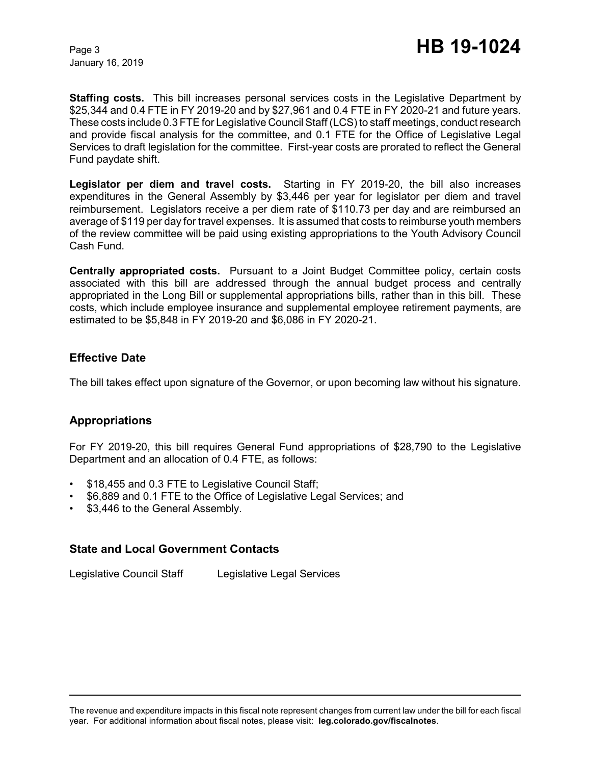**Staffing costs.** This bill increases personal services costs in the Legislative Department by $25,344 and 0.4 FTE in FY 2019-20 and by $27,961 and 0.4 FTE in FY 2020-21 and future years. These costs include 0.3 FTE for Legislative Council Staff (LCS) to staff meetings, conduct research and provide fiscal analysis for the committee, and 0.1 FTE for the Office of Legislative Legal Services to draft legislation for the committee. First-year costs are prorated to reflect the General Fund paydate shift.

**Legislator per diem and travel costs.** Starting in FY 2019-20, the bill also increases expenditures in the General Assembly by $3,446 per year for legislator per diem and travel reimbursement. Legislators receive a per diem rate of $110.73 per day and are reimbursed an average of $119 per day for travel expenses. It is assumed that costs to reimburse youth members of the review committee will be paid using existing appropriations to the Youth Advisory Council Cash Fund.

**Centrally appropriated costs.** Pursuant to a Joint Budget Committee policy, certain costs associated with this bill are addressed through the annual budget process and centrally appropriated in the Long Bill or supplemental appropriations bills, rather than in this bill. These costs, which include employee insurance and supplemental employee retirement payments, are estimated to be $5,848 in FY 2019-20 and $6,086 in FY 2020-21.

## Effective Date

The bill takes effect upon signature of the Governor, or upon becoming law without his signature.

## Appropriations

For FY 2019-20, this bill requires General Fund appropriations of $28,790 to the Legislative Department and an allocation of 0.4 FTE, as follows:

- $18,455 and 0.3 FTE to Legislative Council Staff;
- $6,889 and 0.1 FTE to the Office of Legislative Legal Services; and
- $3,446 to the General Assembly.

## State and Local Government Contacts

Legislative Council Staff    Legislative Legal Services

The revenue and expenditure impacts in this fiscal note represent changes from current law under the bill for each fiscal year. For additional information about fiscal notes, please visit: **leg.colorado.gov/fiscalnotes**.